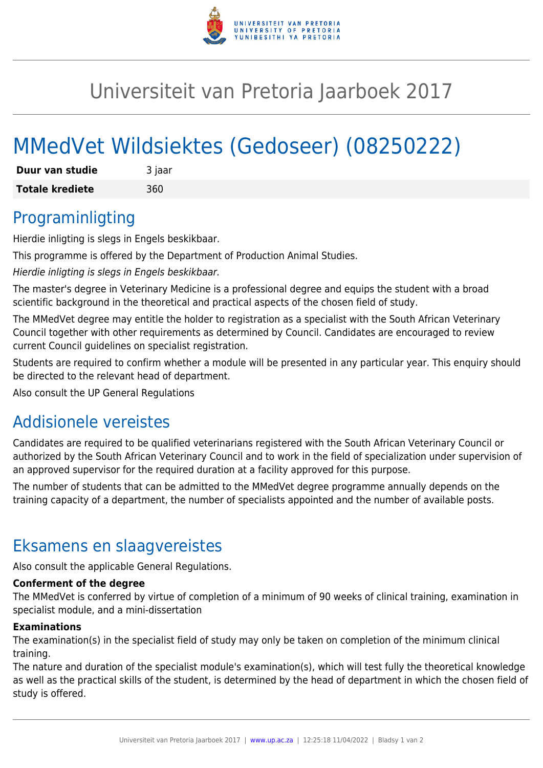# Universiteit van Pretoria Jaarboek 2017

# MMedVet Wildsiektes (Gedoseer) (08250222)

| | |
|---|---|
| **Duur van studie** | 3 jaar |
| **Totale krediete** | 360 |

## Programinligting

Hierdie inligting is slegs in Engels beskikbaar.

This programme is offered by the Department of Production Animal Studies.

*Hierdie inligting is slegs in Engels beskikbaar.*

The master's degree in Veterinary Medicine is a professional degree and equips the student with a broad scientific background in the theoretical and practical aspects of the chosen field of study.

The MMedVet degree may entitle the holder to registration as a specialist with the South African Veterinary Council together with other requirements as determined by Council. Candidates are encouraged to review current Council guidelines on specialist registration.

Students are required to confirm whether a module will be presented in any particular year. This enquiry should be directed to the relevant head of department.

Also consult the UP General Regulations

## Addisionele vereistes

Candidates are required to be qualified veterinarians registered with the South African Veterinary Council or authorized by the South African Veterinary Council and to work in the field of specialization under supervision of an approved supervisor for the required duration at a facility approved for this purpose.

The number of students that can be admitted to the MMedVet degree programme annually depends on the training capacity of a department, the number of specialists appointed and the number of available posts.

## Eksamens en slaagvereistes

Also consult the applicable General Regulations.

**Conferment of the degree**

The MMedVet is conferred by virtue of completion of a minimum of 90 weeks of clinical training, examination in specialist module, and a mini-dissertation

**Examinations**

The examination(s) in the specialist field of study may only be taken on completion of the minimum clinical training.

The nature and duration of the specialist module's examination(s), which will test fully the theoretical knowledge as well as the practical skills of the student, is determined by the head of department in which the chosen field of study is offered.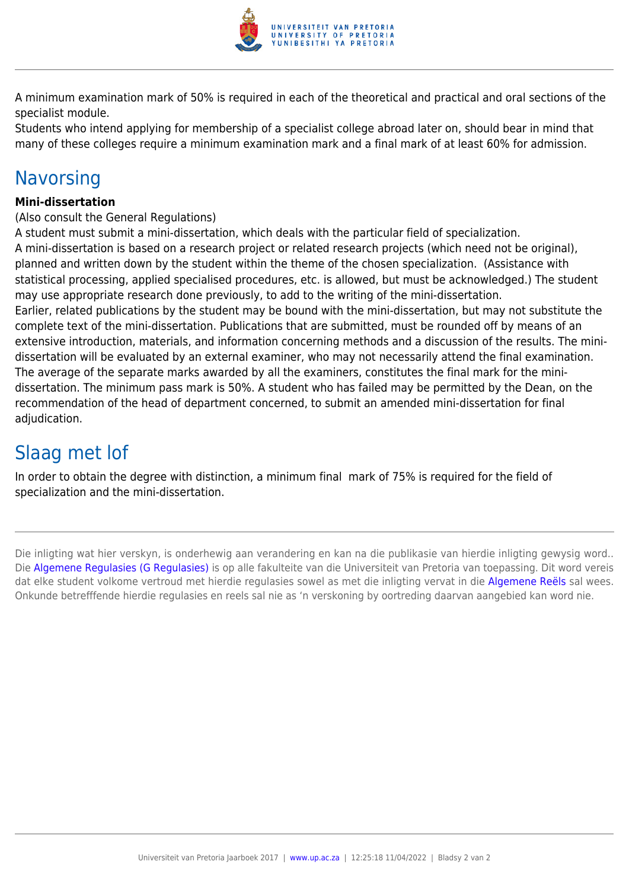A minimum examination mark of 50% is required in each of the theoretical and practical and oral sections of the specialist module.
Students who intend applying for membership of a specialist college abroad later on, should bear in mind that many of these colleges require a minimum examination mark and a final mark of at least 60% for admission.

## Navorsing

**Mini-dissertation**

(Also consult the General Regulations)

A student must submit a mini-dissertation, which deals with the particular field of specialization.
A mini-dissertation is based on a research project or related research projects (which need not be original), planned and written down by the student within the theme of the chosen specialization.  (Assistance with statistical processing, applied specialised procedures, etc. is allowed, but must be acknowledged.) The student may use appropriate research done previously, to add to the writing of the mini-dissertation.
Earlier, related publications by the student may be bound with the mini-dissertation, but may not substitute the complete text of the mini-dissertation. Publications that are submitted, must be rounded off by means of an extensive introduction, materials, and information concerning methods and a discussion of the results. The mini-dissertation will be evaluated by an external examiner, who may not necessarily attend the final examination. The average of the separate marks awarded by all the examiners, constitutes the final mark for the mini-dissertation. The minimum pass mark is 50%. A student who has failed may be permitted by the Dean, on the recommendation of the head of department concerned, to submit an amended mini-dissertation for final adjudication.

## Slaag met lof

In order to obtain the degree with distinction, a minimum final  mark of 75% is required for the field of specialization and the mini-dissertation.

---

Die inligting wat hier verskyn, is onderhewig aan verandering en kan na die publikasie van hierdie inligting gewysig word.. Die Algemene Regulasies (G Regulasies) is op alle fakulteite van die Universiteit van Pretoria van toepassing. Dit word vereis dat elke student volkome vertroud met hierdie regulasies sowel as met die inligting vervat in die Algemene Reëls sal wees. Onkunde betrefffende hierdie regulasies en reels sal nie as 'n verskoning by oortreding daarvan aangebied kan word nie.